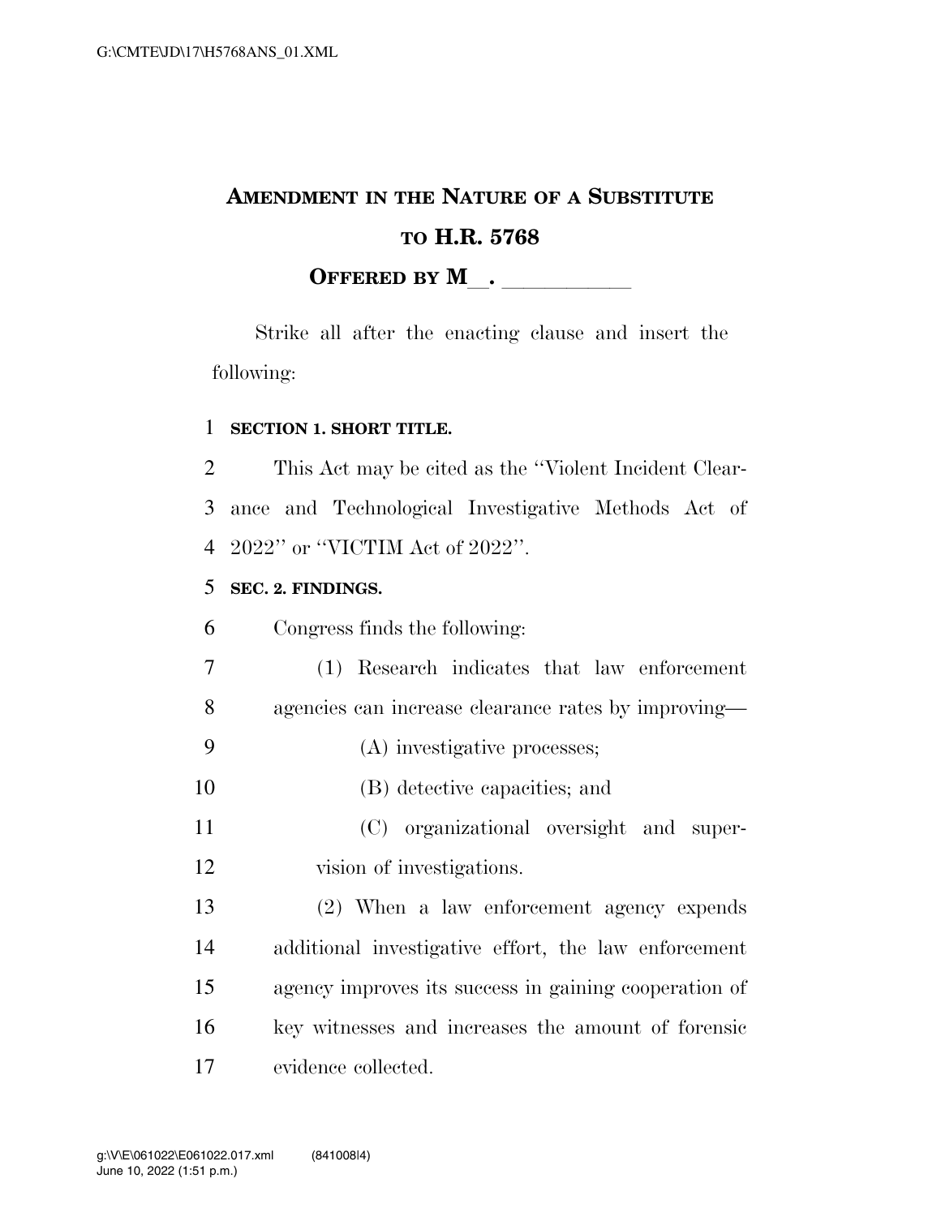# Amendment in the Nature of a Substitute to H.R. 5768

**Offered by M\_\_. \_\_\_\_\_\_\_\_\_\_\_\_**

Strike all after the enacting clause and insert the following:

**SECTION 1. SHORT TITLE.**

This Act may be cited as the "Violent Incident Clearance and Technological Investigative Methods Act of 2022" or "VICTIM Act of 2022".

**SEC. 2. FINDINGS.**

Congress finds the following:

(1) Research indicates that law enforcement agencies can increase clearance rates by improving—

(A) investigative processes;

(B) detective capacities; and

(C) organizational oversight and supervision of investigations.

(2) When a law enforcement agency expends additional investigative effort, the law enforcement agency improves its success in gaining cooperation of key witnesses and increases the amount of forensic evidence collected.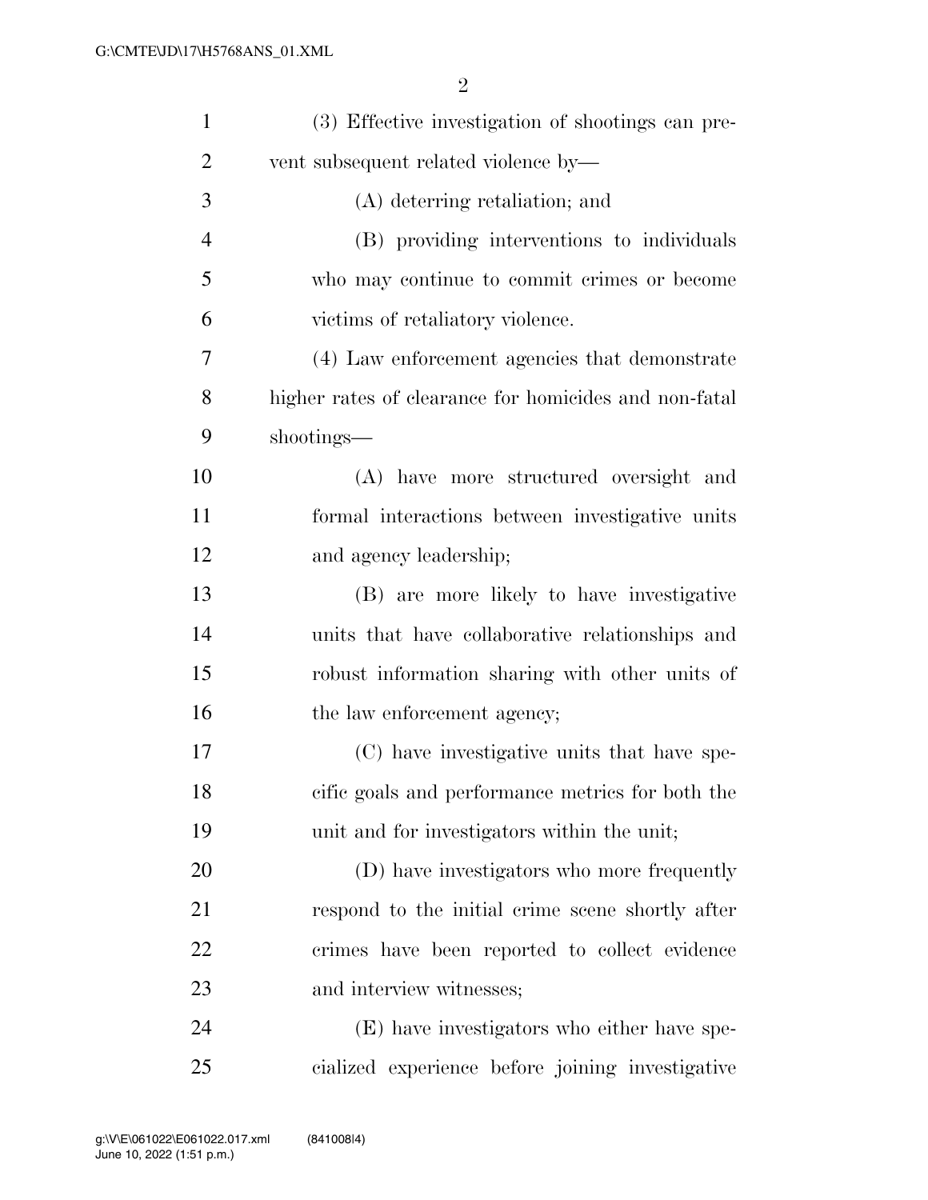(3) Effective investigation of shootings can prevent subsequent related violence by—

(A) deterring retaliation; and

(B) providing interventions to individuals who may continue to commit crimes or become victims of retaliatory violence.

(4) Law enforcement agencies that demonstrate higher rates of clearance for homicides and non-fatal shootings—

(A) have more structured oversight and formal interactions between investigative units and agency leadership;

(B) are more likely to have investigative units that have collaborative relationships and robust information sharing with other units of the law enforcement agency;

(C) have investigative units that have specific goals and performance metrics for both the unit and for investigators within the unit;

(D) have investigators who more frequently respond to the initial crime scene shortly after crimes have been reported to collect evidence and interview witnesses;

(E) have investigators who either have specialized experience before joining investigative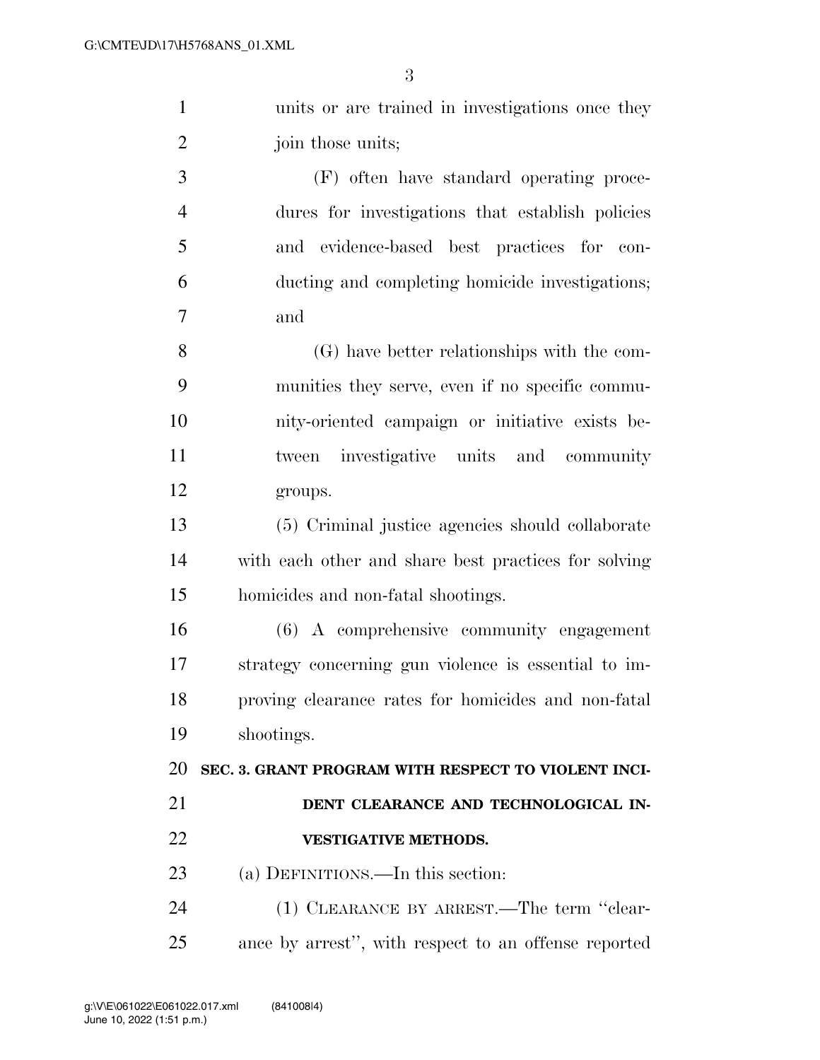units or are trained in investigations once they join those units;

(F) often have standard operating procedures for investigations that establish policies and evidence-based best practices for conducting and completing homicide investigations; and

(G) have better relationships with the communities they serve, even if no specific community-oriented campaign or initiative exists between investigative units and community groups.

(5) Criminal justice agencies should collaborate with each other and share best practices for solving homicides and non-fatal shootings.

(6) A comprehensive community engagement strategy concerning gun violence is essential to improving clearance rates for homicides and non-fatal shootings.

**SEC. 3. GRANT PROGRAM WITH RESPECT TO VIOLENT INCIDENT CLEARANCE AND TECHNOLOGICAL INVESTIGATIVE METHODS.**

(a) DEFINITIONS.—In this section:

(1) CLEARANCE BY ARREST.—The term "clearance by arrest", with respect to an offense reported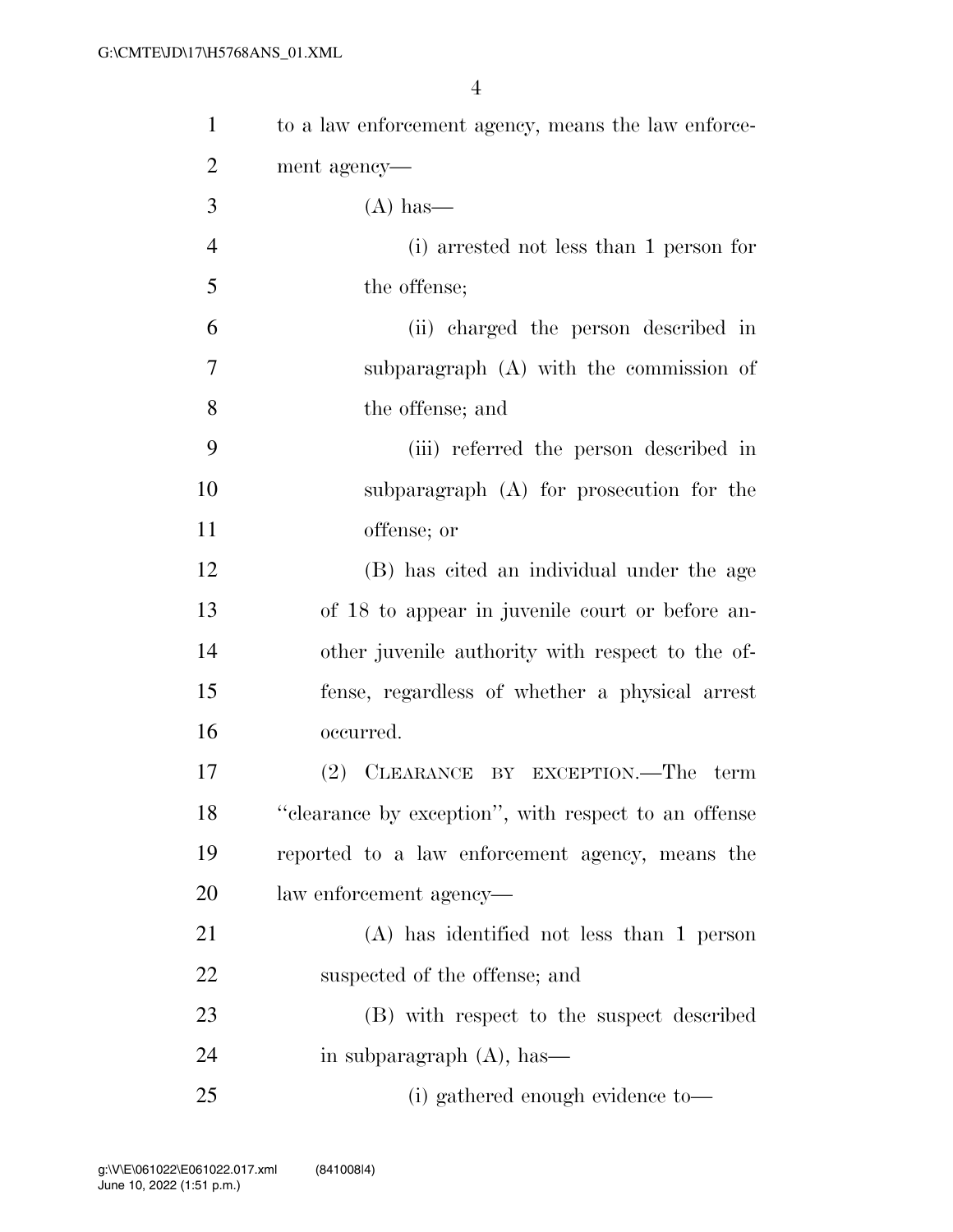to a law enforcement agency, means the law enforcement agency—

(A) has—

(i) arrested not less than 1 person for the offense;

(ii) charged the person described in subparagraph (A) with the commission of the offense; and

(iii) referred the person described in subparagraph (A) for prosecution for the offense; or

(B) has cited an individual under the age of 18 to appear in juvenile court or before another juvenile authority with respect to the offense, regardless of whether a physical arrest occurred.

(2) CLEARANCE BY EXCEPTION.—The term ''clearance by exception'', with respect to an offense reported to a law enforcement agency, means the law enforcement agency—

(A) has identified not less than 1 person suspected of the offense; and

(B) with respect to the suspect described in subparagraph (A), has—

(i) gathered enough evidence to—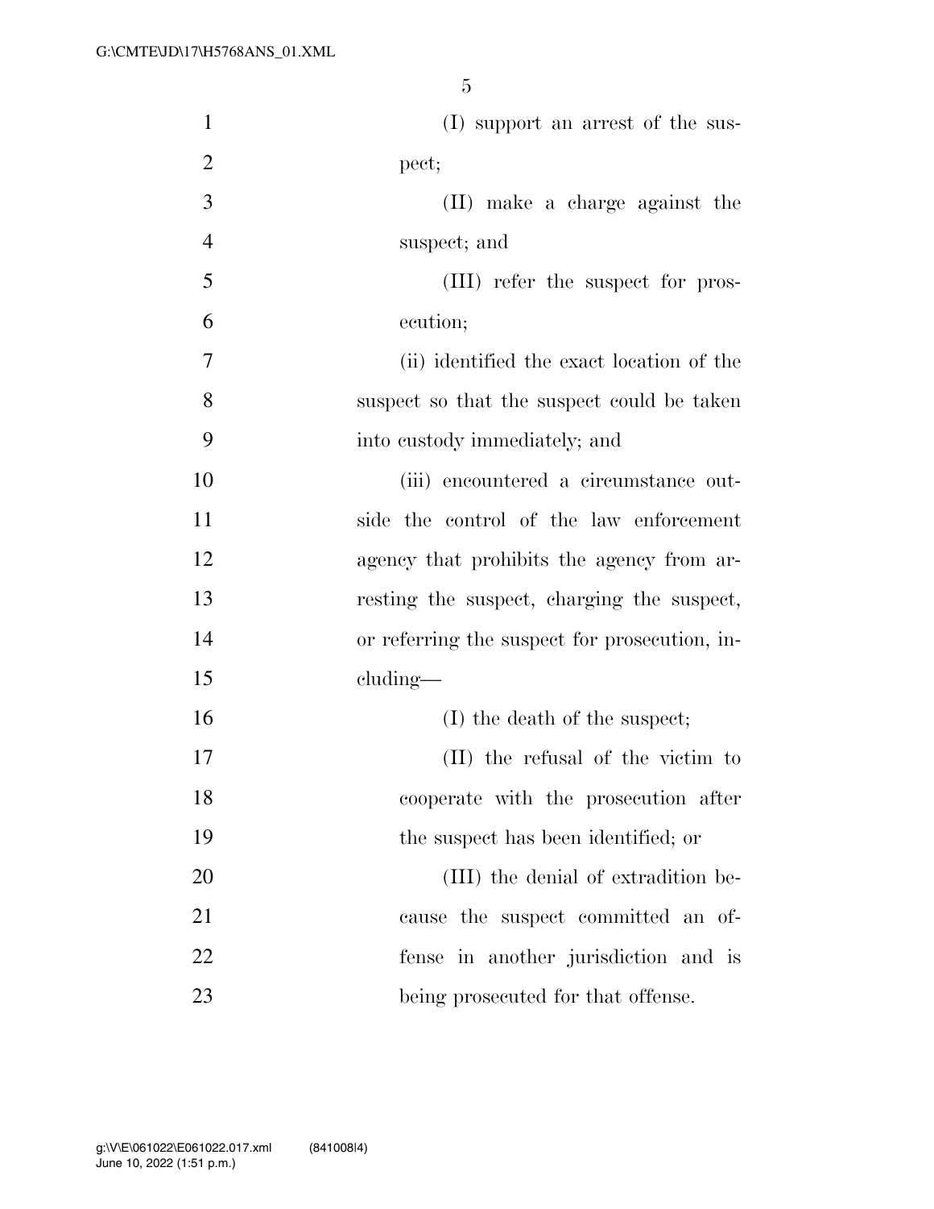(I) support an arrest of the suspect;

(II) make a charge against the suspect; and

(III) refer the suspect for prosecution;

(ii) identified the exact location of the suspect so that the suspect could be taken into custody immediately; and

(iii) encountered a circumstance outside the control of the law enforcement agency that prohibits the agency from arresting the suspect, charging the suspect, or referring the suspect for prosecution, including—

(I) the death of the suspect;

(II) the refusal of the victim to cooperate with the prosecution after the suspect has been identified; or

(III) the denial of extradition because the suspect committed an offense in another jurisdiction and is being prosecuted for that offense.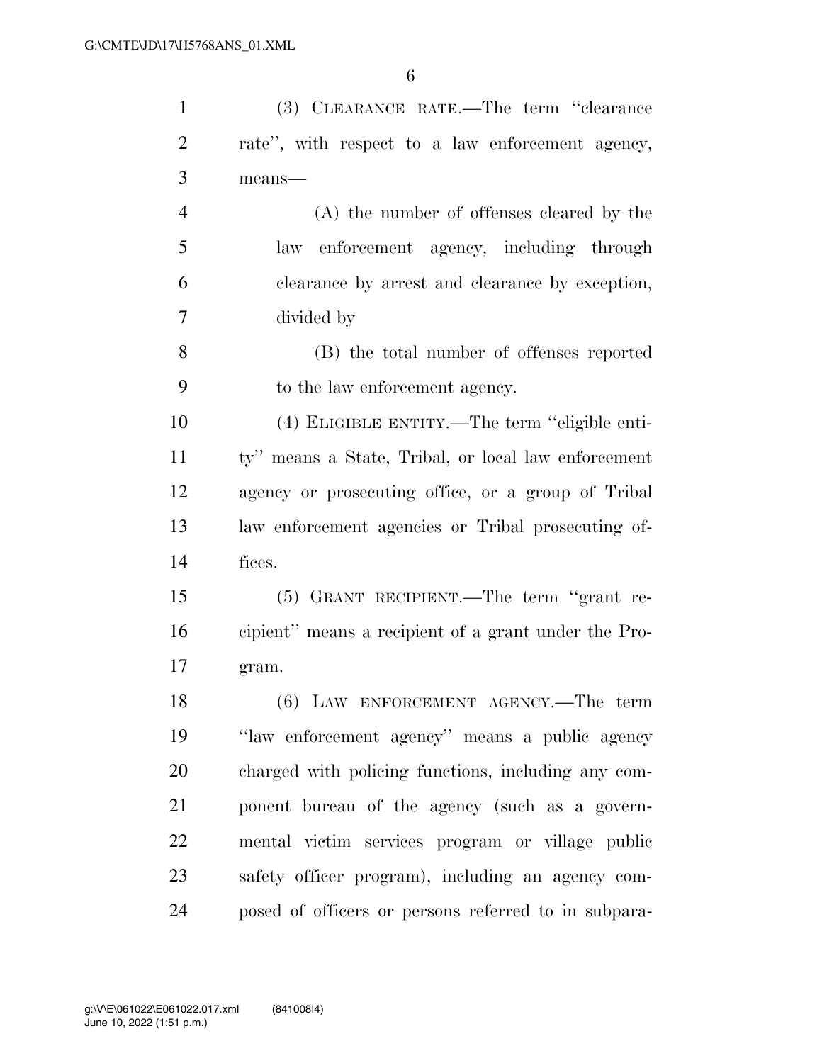(3) CLEARANCE RATE.—The term ''clearance rate'', with respect to a law enforcement agency, means—

(A) the number of offenses cleared by the law enforcement agency, including through clearance by arrest and clearance by exception, divided by

(B) the total number of offenses reported to the law enforcement agency.

(4) ELIGIBLE ENTITY.—The term ''eligible entity'' means a State, Tribal, or local law enforcement agency or prosecuting office, or a group of Tribal law enforcement agencies or Tribal prosecuting offices.

(5) GRANT RECIPIENT.—The term ''grant recipient'' means a recipient of a grant under the Program.

(6) LAW ENFORCEMENT AGENCY.—The term ''law enforcement agency'' means a public agency charged with policing functions, including any component bureau of the agency (such as a governmental victim services program or village public safety officer program), including an agency composed of officers or persons referred to in subpara-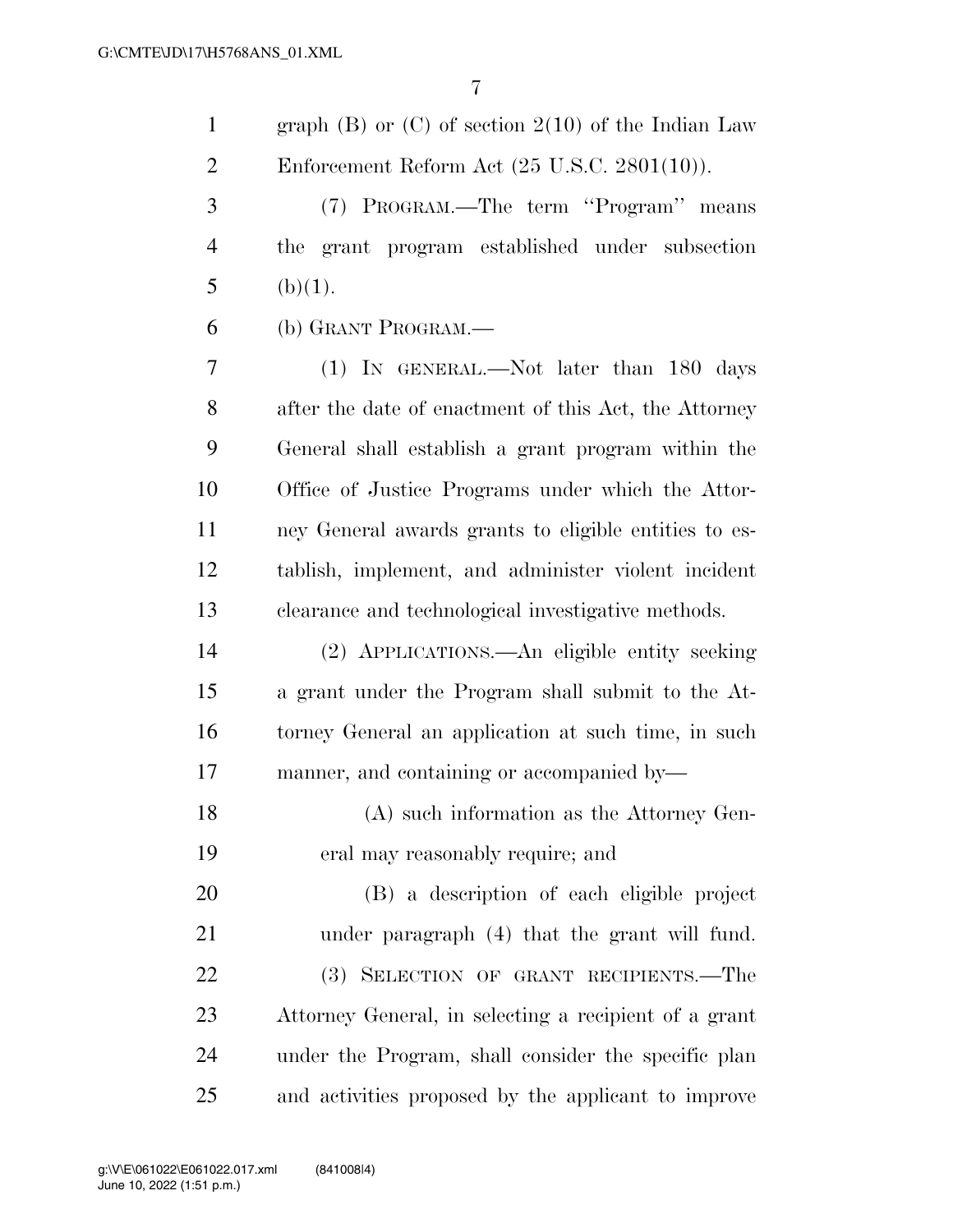graph (B) or (C) of section 2(10) of the Indian Law Enforcement Reform Act (25 U.S.C. 2801(10)).

(7) PROGRAM.—The term ''Program'' means the grant program established under subsection (b)(1).

(b) GRANT PROGRAM.—

(1) IN GENERAL.—Not later than 180 days after the date of enactment of this Act, the Attorney General shall establish a grant program within the Office of Justice Programs under which the Attorney General awards grants to eligible entities to establish, implement, and administer violent incident clearance and technological investigative methods.

(2) APPLICATIONS.—An eligible entity seeking a grant under the Program shall submit to the Attorney General an application at such time, in such manner, and containing or accompanied by—

(A) such information as the Attorney General may reasonably require; and

(B) a description of each eligible project under paragraph (4) that the grant will fund.

(3) SELECTION OF GRANT RECIPIENTS.—The Attorney General, in selecting a recipient of a grant under the Program, shall consider the specific plan and activities proposed by the applicant to improve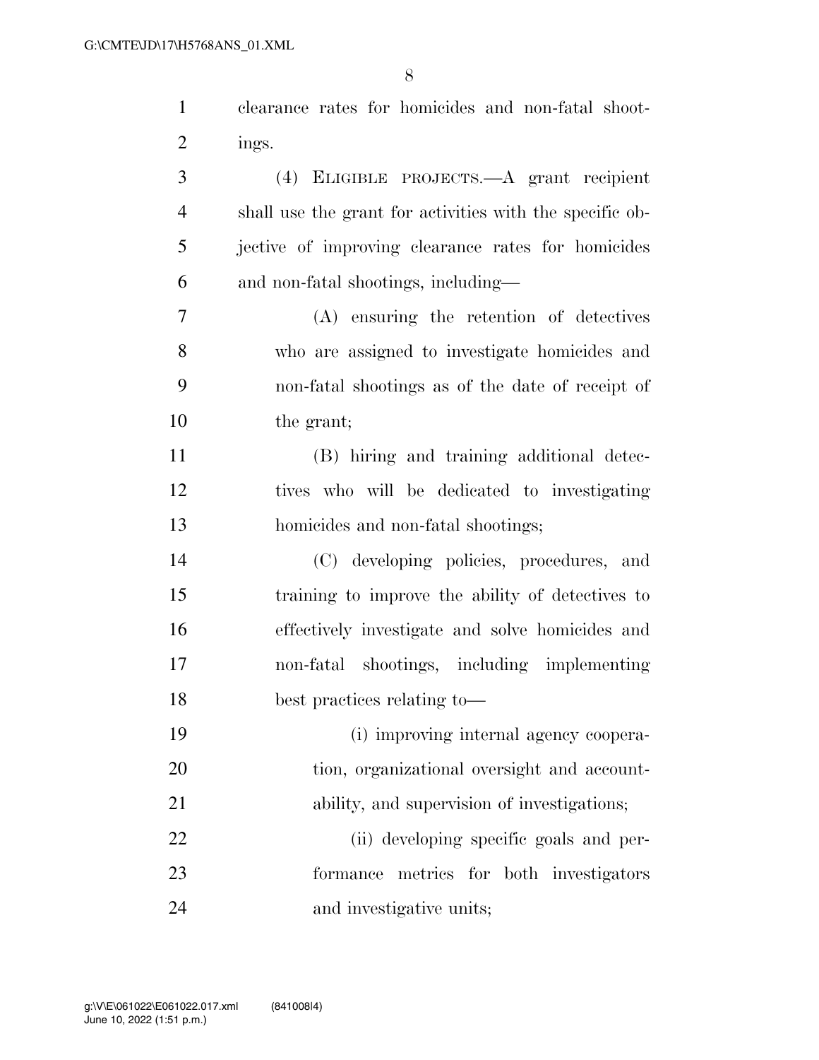clearance rates for homicides and non-fatal shootings.

(4) ELIGIBLE PROJECTS.—A grant recipient shall use the grant for activities with the specific objective of improving clearance rates for homicides and non-fatal shootings, including—

(A) ensuring the retention of detectives who are assigned to investigate homicides and non-fatal shootings as of the date of receipt of the grant;

(B) hiring and training additional detectives who will be dedicated to investigating homicides and non-fatal shootings;

(C) developing policies, procedures, and training to improve the ability of detectives to effectively investigate and solve homicides and non-fatal shootings, including implementing best practices relating to—

(i) improving internal agency cooperation, organizational oversight and accountability, and supervision of investigations;

(ii) developing specific goals and performance metrics for both investigators and investigative units;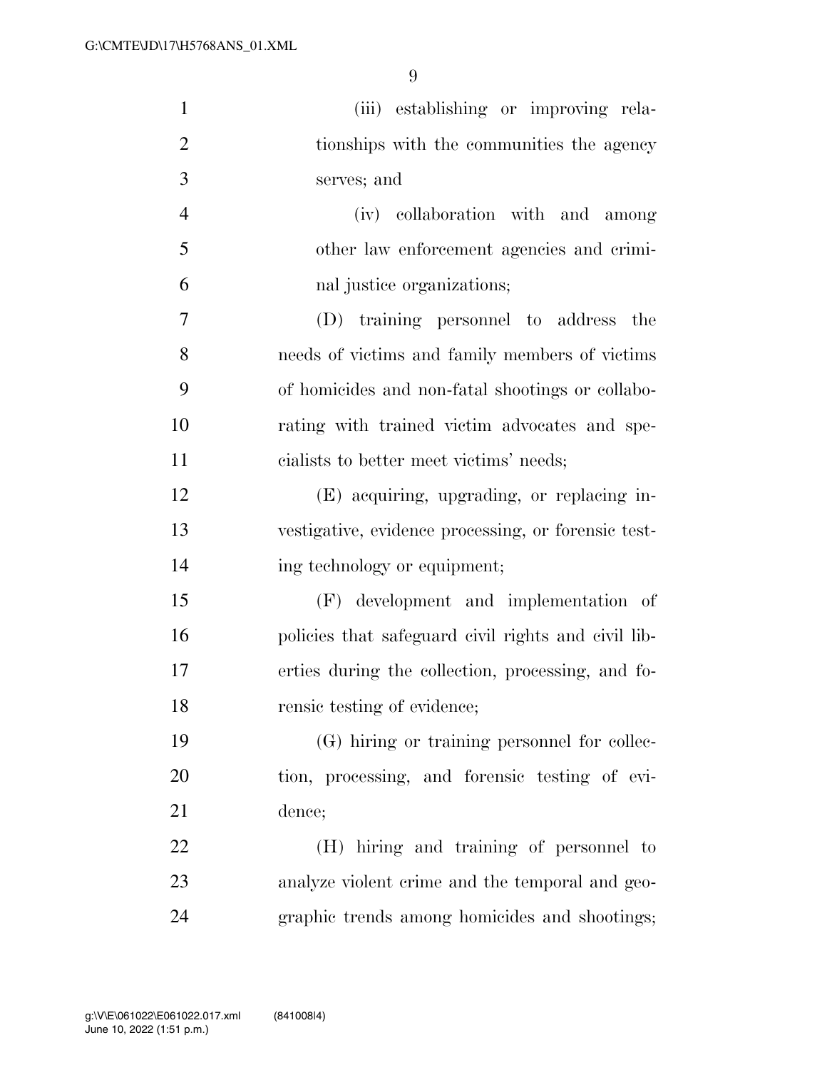(iii) establishing or improving relationships with the communities the agency serves; and

(iv) collaboration with and among other law enforcement agencies and criminal justice organizations;

(D) training personnel to address the needs of victims and family members of victims of homicides and non-fatal shootings or collaborating with trained victim advocates and specialists to better meet victims' needs;

(E) acquiring, upgrading, or replacing investigative, evidence processing, or forensic testing technology or equipment;

(F) development and implementation of policies that safeguard civil rights and civil liberties during the collection, processing, and forensic testing of evidence;

(G) hiring or training personnel for collection, processing, and forensic testing of evidence;

(H) hiring and training of personnel to analyze violent crime and the temporal and geographic trends among homicides and shootings;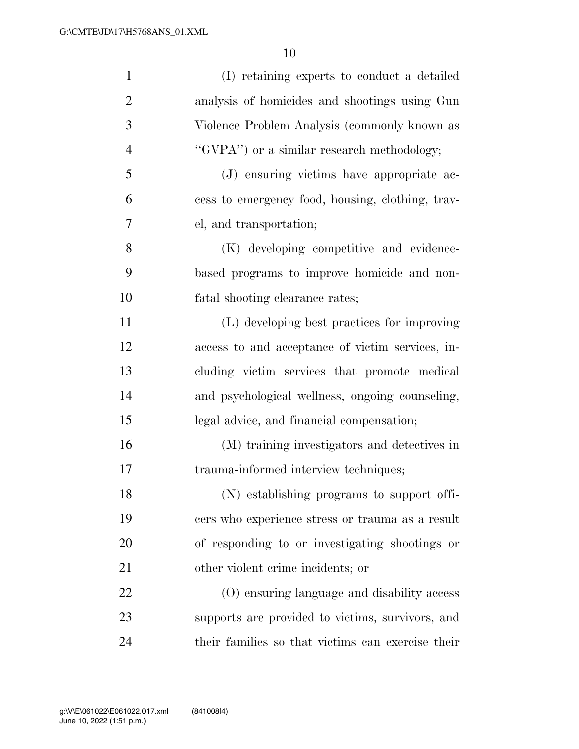(I) retaining experts to conduct a detailed analysis of homicides and shootings using Gun Violence Problem Analysis (commonly known as ''GVPA'') or a similar research methodology;

(J) ensuring victims have appropriate access to emergency food, housing, clothing, travel, and transportation;

(K) developing competitive and evidence-based programs to improve homicide and non-fatal shooting clearance rates;

(L) developing best practices for improving access to and acceptance of victim services, including victim services that promote medical and psychological wellness, ongoing counseling, legal advice, and financial compensation;

(M) training investigators and detectives in trauma-informed interview techniques;

(N) establishing programs to support officers who experience stress or trauma as a result of responding to or investigating shootings or other violent crime incidents; or

(O) ensuring language and disability access supports are provided to victims, survivors, and their families so that victims can exercise their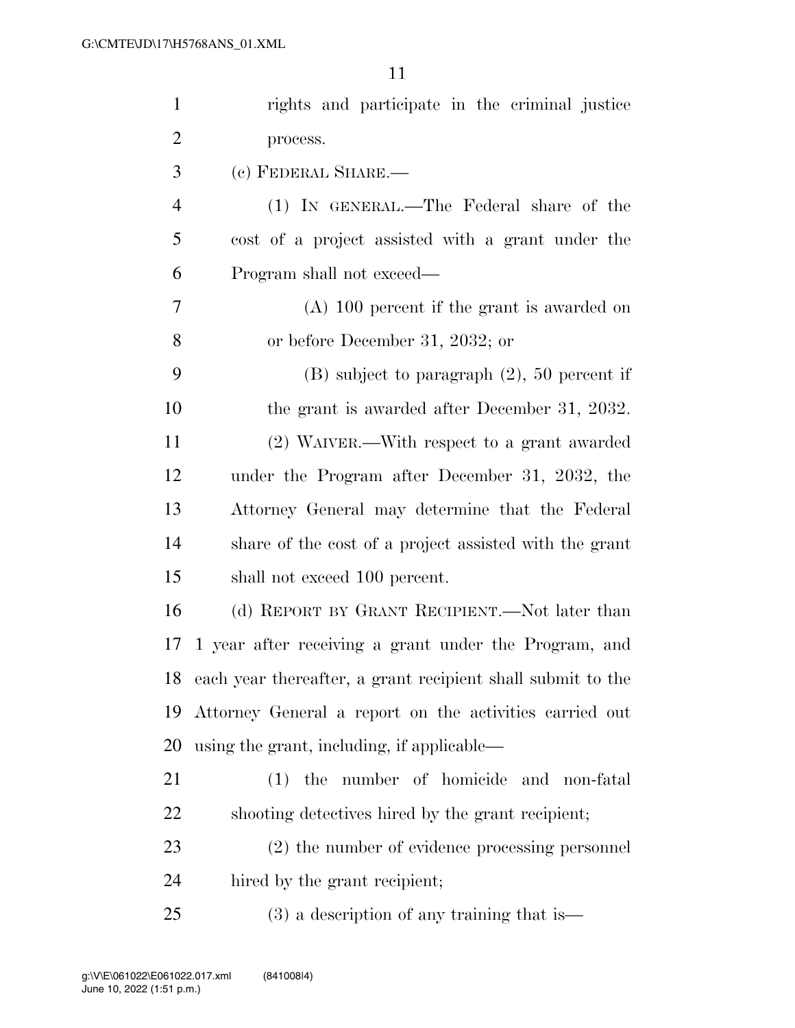rights and participate in the criminal justice process.

(c) FEDERAL SHARE.—

(1) IN GENERAL.—The Federal share of the cost of a project assisted with a grant under the Program shall not exceed—

(A) 100 percent if the grant is awarded on or before December 31, 2032; or

(B) subject to paragraph (2), 50 percent if the grant is awarded after December 31, 2032.

(2) WAIVER.—With respect to a grant awarded under the Program after December 31, 2032, the Attorney General may determine that the Federal share of the cost of a project assisted with the grant shall not exceed 100 percent.

(d) REPORT BY GRANT RECIPIENT.—Not later than 1 year after receiving a grant under the Program, and each year thereafter, a grant recipient shall submit to the Attorney General a report on the activities carried out using the grant, including, if applicable—

(1) the number of homicide and non-fatal shooting detectives hired by the grant recipient;

(2) the number of evidence processing personnel hired by the grant recipient;

(3) a description of any training that is—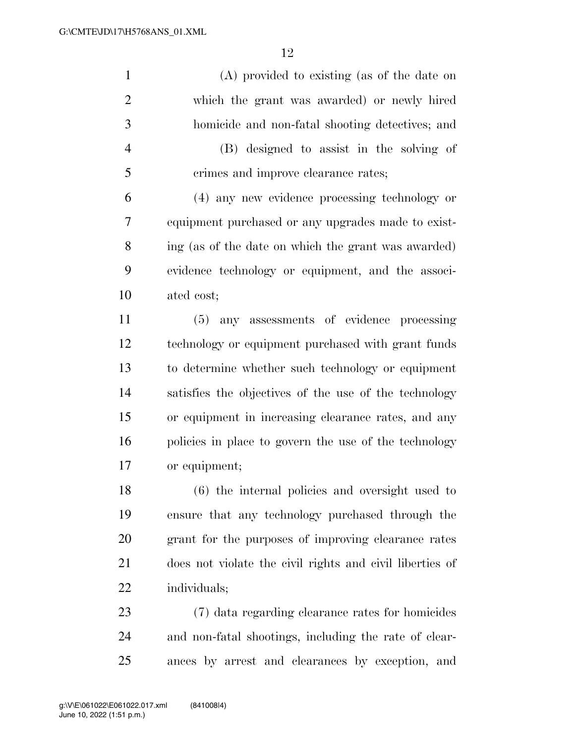(A) provided to existing (as of the date on which the grant was awarded) or newly hired homicide and non-fatal shooting detectives; and

(B) designed to assist in the solving of crimes and improve clearance rates;

(4) any new evidence processing technology or equipment purchased or any upgrades made to existing (as of the date on which the grant was awarded) evidence technology or equipment, and the associated cost;

(5) any assessments of evidence processing technology or equipment purchased with grant funds to determine whether such technology or equipment satisfies the objectives of the use of the technology or equipment in increasing clearance rates, and any policies in place to govern the use of the technology or equipment;

(6) the internal policies and oversight used to ensure that any technology purchased through the grant for the purposes of improving clearance rates does not violate the civil rights and civil liberties of individuals;

(7) data regarding clearance rates for homicides and non-fatal shootings, including the rate of clearances by arrest and clearances by exception, and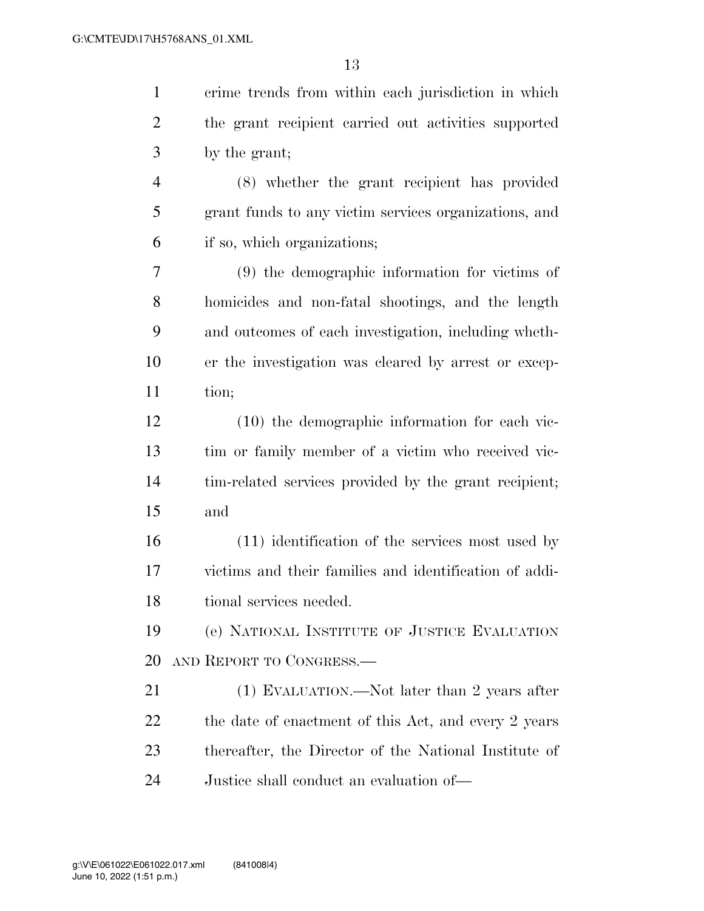crime trends from within each jurisdiction in which the grant recipient carried out activities supported by the grant;

(8) whether the grant recipient has provided grant funds to any victim services organizations, and if so, which organizations;

(9) the demographic information for victims of homicides and non-fatal shootings, and the length and outcomes of each investigation, including whether the investigation was cleared by arrest or exception;

(10) the demographic information for each victim or family member of a victim who received victim-related services provided by the grant recipient; and

(11) identification of the services most used by victims and their families and identification of additional services needed.

(e) NATIONAL INSTITUTE OF JUSTICE EVALUATION AND REPORT TO CONGRESS.—

(1) EVALUATION.—Not later than 2 years after the date of enactment of this Act, and every 2 years thereafter, the Director of the National Institute of Justice shall conduct an evaluation of—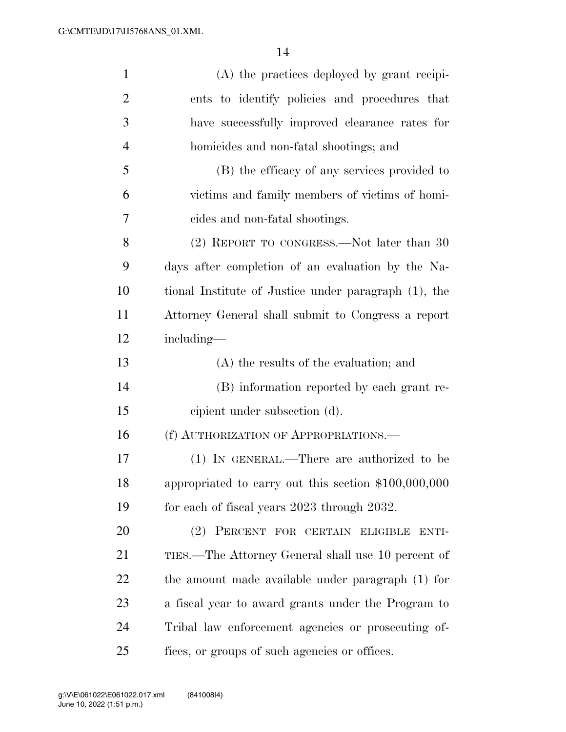(A) the practices deployed by grant recipients to identify policies and procedures that have successfully improved clearance rates for homicides and non-fatal shootings; and

(B) the efficacy of any services provided to victims and family members of victims of homicides and non-fatal shootings.

(2) REPORT TO CONGRESS.—Not later than 30 days after completion of an evaluation by the National Institute of Justice under paragraph (1), the Attorney General shall submit to Congress a report including—

(A) the results of the evaluation; and

(B) information reported by each grant recipient under subsection (d).

(f) AUTHORIZATION OF APPROPRIATIONS.—

(1) IN GENERAL.—There are authorized to be appropriated to carry out this section $100,000,000 for each of fiscal years 2023 through 2032.

(2) PERCENT FOR CERTAIN ELIGIBLE ENTITIES.—The Attorney General shall use 10 percent of the amount made available under paragraph (1) for a fiscal year to award grants under the Program to Tribal law enforcement agencies or prosecuting offices, or groups of such agencies or offices.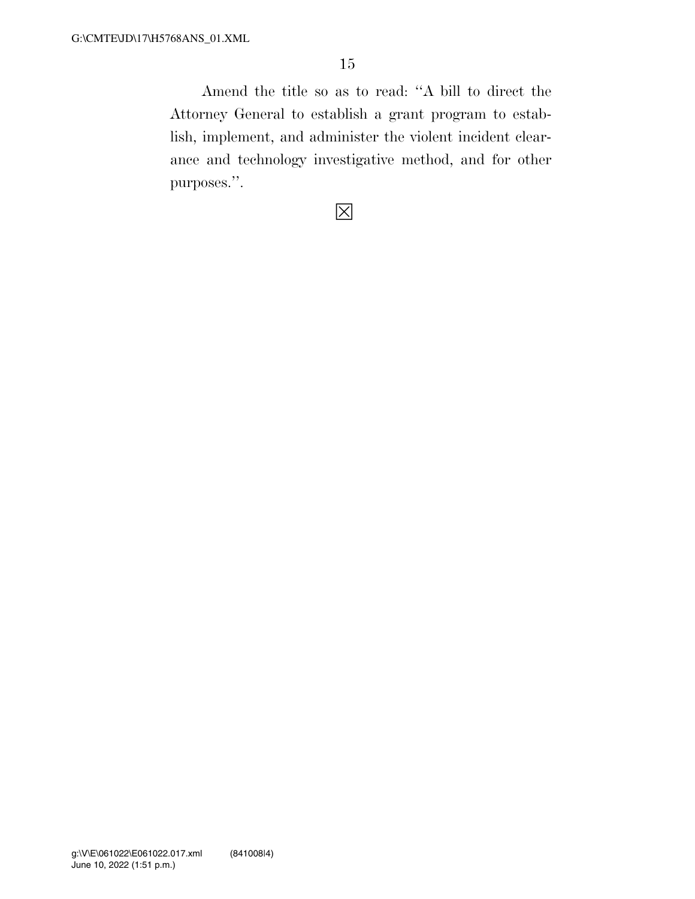Amend the title so as to read: "A bill to direct the Attorney General to establish a grant program to establish, implement, and administer the violent incident clearance and technology investigative method, and for other purposes.".

☒